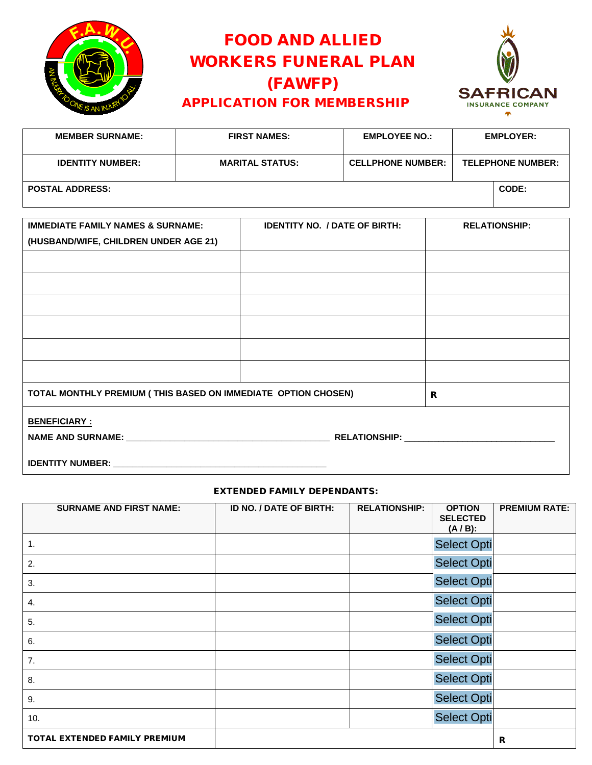# FOOD AND ALLIED WORKERS FUNERAL PLAN (FAWFP)

## APPLICATION FOR MEMBERSHIP

| MEMBER SURNAME: | FIRST NAMES: | EMPLOYEE NO.: | EMPLOYER: |
|---|---|---|---|
| **IDENTITY NUMBER:** | **MARITAL STATUS:** | **CELLPHONE NUMBER:** | **TELEPHONE NUMBER:** |
| **POSTAL ADDRESS:** | | | **CODE:** |

| IMMEDIATE FAMILY NAMES & SURNAME: (HUSBAND/WIFE, CHILDREN UNDER AGE 21) | IDENTITY NO. / DATE OF BIRTH: | RELATIONSHIP: |
|---|---|---|
| | | |
| | | |
| | | |
| | | |
| | | |
| | | |
| **TOTAL MONTHLY PREMIUM ( THIS BASED ON IMMEDIATE OPTION CHOSEN)** | | **R** |

**BENEFICIARY :**

**NAME AND SURNAME:** ________________________________________ **RELATIONSHIP:** ______________________________

**IDENTITY NUMBER:** ____________________________________________

### EXTENDED FAMILY DEPENDANTS:

| SURNAME AND FIRST NAME: | ID NO. / DATE OF BIRTH: | RELATIONSHIP: | OPTION SELECTED (A / B): | PREMIUM RATE: |
|---|---|---|---|---|
| 1. | | | Select Opti | |
| 2. | | | Select Opti | |
| 3. | | | Select Opti | |
| 4. | | | Select Opti | |
| 5. | | | Select Opti | |
| 6. | | | Select Opti | |
| 7. | | | Select Opti | |
| 8. | | | Select Opti | |
| 9. | | | Select Opti | |
| 10. | | | Select Opti | |
| **TOTAL EXTENDED FAMILY PREMIUM** | | | | **R** |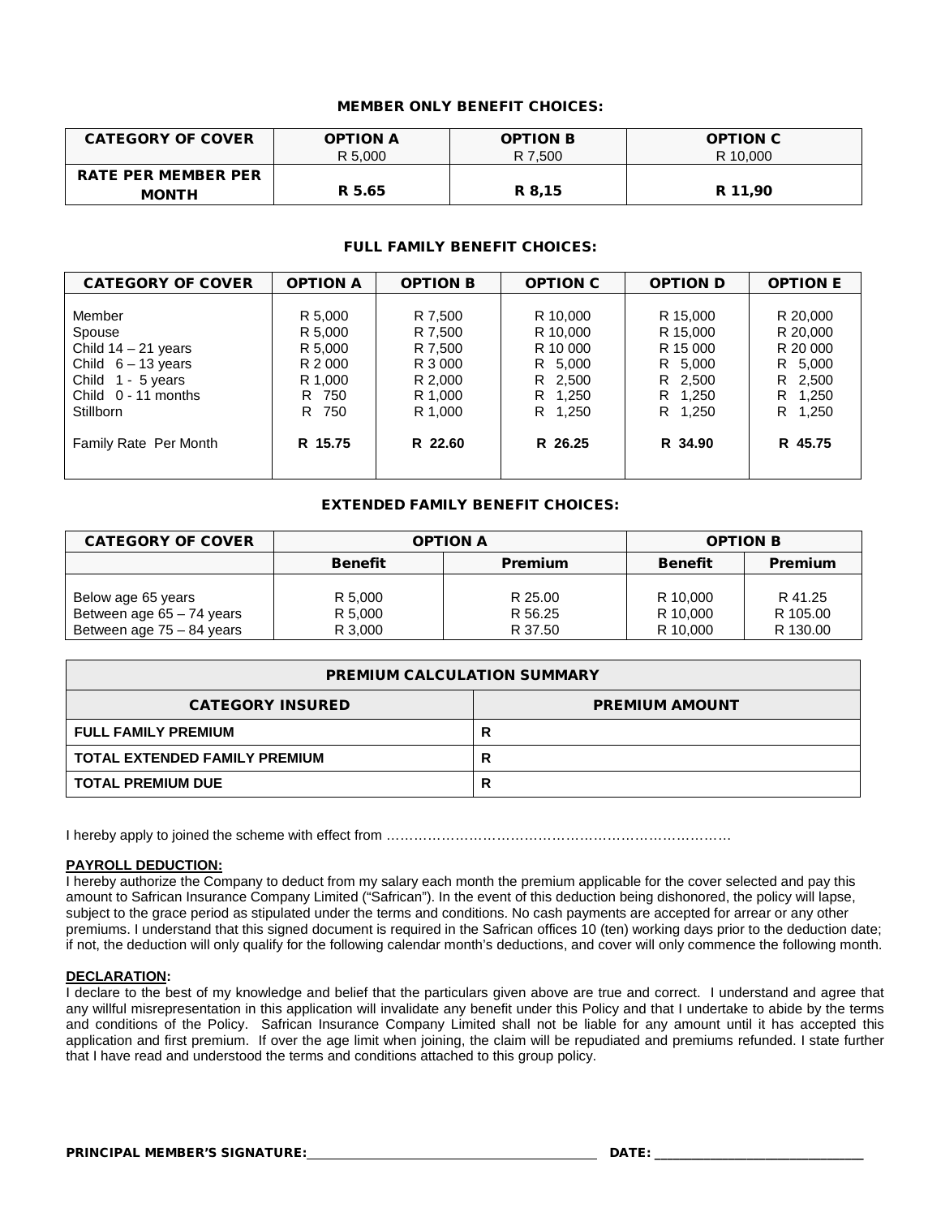### MEMBER ONLY BENEFIT CHOICES:

| CATEGORY OF COVER | OPTION A<br>R 5,000 | OPTION B<br>R 7,500 | OPTION C<br>R 10,000 |
|---|---|---|---|
| **RATE PER MEMBER PER MONTH** | **R 5.65** | **R 8,15** | **R 11,90** |

### FULL FAMILY BENEFIT CHOICES:

| CATEGORY OF COVER | OPTION A | OPTION B | OPTION C | OPTION D | OPTION E |
|---|---|---|---|---|---|
| Member | R 5,000 | R 7,500 | R 10,000 | R 15,000 | R 20,000 |
| Spouse | R 5,000 | R 7,500 | R 10,000 | R 15,000 | R 20,000 |
| Child 14 – 21 years | R 5,000 | R 7,500 | R 10 000 | R 15 000 | R 20 000 |
| Child 6 – 13 years | R 2 000 | R 3 000 | R 5,000 | R 5,000 | R 5,000 |
| Child 1 - 5 years | R 1,000 | R 2,000 | R 2,500 | R 2,500 | R 2,500 |
| Child 0 - 11 months | R 750 | R 1,000 | R 1,250 | R 1,250 | R 1,250 |
| Stillborn | R 750 | R 1,000 | R 1,250 | R 1,250 | R 1,250 |
| Family Rate Per Month | **R 15.75** | **R 22.60** | **R 26.25** | **R 34.90** | **R 45.75** |

### EXTENDED FAMILY BENEFIT CHOICES:

| CATEGORY OF COVER | OPTION A | | OPTION B | |
|---|---|---|---|---|
| | **Benefit** | **Premium** | **Benefit** | **Premium** |
| Below age 65 years | R 5,000 | R 25.00 | R 10,000 | R 41.25 |
| Between age 65 – 74 years | R 5,000 | R 56.25 | R 10,000 | R 105.00 |
| Between age 75 – 84 years | R 3,000 | R 37.50 | R 10,000 | R 130.00 |

| PREMIUM CALCULATION SUMMARY | |
|---|---|
| **CATEGORY INSURED** | **PREMIUM AMOUNT** |
| **FULL FAMILY PREMIUM** | **R** |
| **TOTAL EXTENDED FAMILY PREMIUM** | **R** |
| **TOTAL PREMIUM DUE** | **R** |

I hereby apply to joined the scheme with effect from …………………………………………………………………

**PAYROLL DEDUCTION:**

I hereby authorize the Company to deduct from my salary each month the premium applicable for the cover selected and pay this amount to Safrican Insurance Company Limited ("Safrican"). In the event of this deduction being dishonored, the policy will lapse, subject to the grace period as stipulated under the terms and conditions. No cash payments are accepted for arrear or any other premiums. I understand that this signed document is required in the Safrican offices 10 (ten) working days prior to the deduction date; if not, the deduction will only qualify for the following calendar month's deductions, and cover will only commence the following month.

**DECLARATION:**

I declare to the best of my knowledge and belief that the particulars given above are true and correct. I understand and agree that any willful misrepresentation in this application will invalidate any benefit under this Policy and that I undertake to abide by the terms and conditions of the Policy. Safrican Insurance Company Limited shall not be liable for any amount until it has accepted this application and first premium. If over the age limit when joining, the claim will be repudiated and premiums refunded. I state further that I have read and understood the terms and conditions attached to this group policy.

**PRINCIPAL MEMBER'S SIGNATURE:**_______________________________ **DATE:** ______________________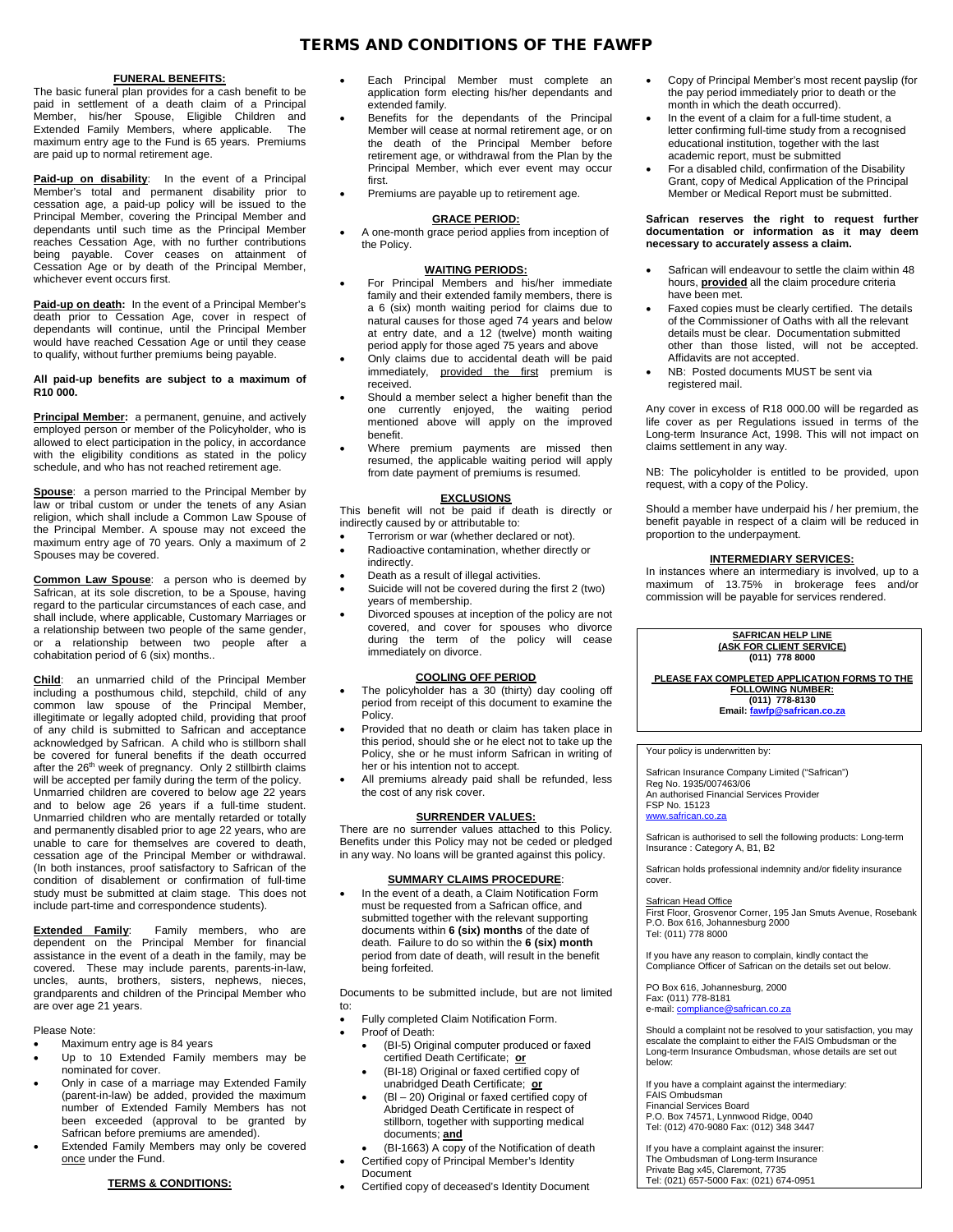# TERMS AND CONDITIONS OF THE FAWFP

## FUNERAL BENEFITS:

The basic funeral plan provides for a cash benefit to be paid in settlement of a death claim of a Principal Member, his/her Spouse, Eligible Children and Extended Family Members, where applicable. The maximum entry age to the Fund is 65 years. Premiums are paid up to normal retirement age.

**Paid-up on disability**: In the event of a Principal Member's total and permanent disability prior to cessation age, a paid-up policy will be issued to the Principal Member, covering the Principal Member and dependants until such time as the Principal Member reaches Cessation Age, with no further contributions being payable. Cover ceases on attainment of Cessation Age or by death of the Principal Member, whichever event occurs first.

**Paid-up on death:** In the event of a Principal Member's death prior to Cessation Age, cover in respect of dependants will continue, until the Principal Member would have reached Cessation Age or until they cease to qualify, without further premiums being payable.

**All paid-up benefits are subject to a maximum of R10 000.**

**Principal Member:** a permanent, genuine, and actively employed person or member of the Policyholder, who is allowed to elect participation in the policy, in accordance with the eligibility conditions as stated in the policy schedule, and who has not reached retirement age.

**Spouse**: a person married to the Principal Member by law or tribal custom or under the tenets of any Asian religion, which shall include a Common Law Spouse of the Principal Member. A spouse may not exceed the maximum entry age of 70 years. Only a maximum of 2 Spouses may be covered.

**Common Law Spouse**: a person who is deemed by Safrican, at its sole discretion, to be a Spouse, having regard to the particular circumstances of each case, and shall include, where applicable, Customary Marriages or a relationship between two people of the same gender, or a relationship between two people after a cohabitation period of 6 (six) months..

**Child**: an unmarried child of the Principal Member including a posthumous child, stepchild, child of any common law spouse of the Principal Member, illegitimate or legally adopted child, providing that proof of any child is submitted to Safrican and acceptance acknowledged by Safrican. A child who is stillborn shall be covered for funeral benefits if the death occurred after the 26th week of pregnancy. Only 2 stillbirth claims will be accepted per family during the term of the policy. Unmarried children are covered to below age 22 years and to below age 26 years if a full-time student. Unmarried children who are mentally retarded or totally and permanently disabled prior to age 22 years, who are unable to care for themselves are covered to death, cessation age of the Principal Member or withdrawal. (In both instances, proof satisfactory to Safrican of the condition of disablement or confirmation of full-time study must be submitted at claim stage. This does not include part-time and correspondence students).

**Extended Family**: Family members, who are dependent on the Principal Member for financial assistance in the event of a death in the family, may be covered. These may include parents, parents-in-law, uncles, aunts, brothers, sisters, nephews, nieces, grandparents and children of the Principal Member who are over age 21 years.

Please Note:

- Maximum entry age is 84 years
- Up to 10 Extended Family members may be nominated for cover.
- Only in case of a marriage may Extended Family (parent-in-law) be added, provided the maximum number of Extended Family Members has not been exceeded (approval to be granted by Safrican before premiums are amended).
- Extended Family Members may only be covered once under the Fund.

## TERMS & CONDITIONS:

- Each Principal Member must complete an application form electing his/her dependants and extended family.
- Benefits for the dependants of the Principal Member will cease at normal retirement age, or on the death of the Principal Member before retirement age, or withdrawal from the Plan by the Principal Member, which ever event may occur first.
- Premiums are payable up to retirement age.

## GRACE PERIOD:

- A one-month grace period applies from inception of the Policy.

## WAITING PERIODS:

- For Principal Members and his/her immediate family and their extended family members, there is a 6 (six) month waiting period for claims due to natural causes for those aged 74 years and below at entry date, and a 12 (twelve) month waiting period apply for those aged 75 years and above
- Only claims due to accidental death will be paid immediately, provided the first premium is received.
- Should a member select a higher benefit than the one currently enjoyed, the waiting period mentioned above will apply on the improved benefit.
- Where premium payments are missed then resumed, the applicable waiting period will apply from date payment of premiums is resumed.

## EXCLUSIONS

This benefit will not be paid if death is directly or indirectly caused by or attributable to:

- Terrorism or war (whether declared or not).
- Radioactive contamination, whether directly or indirectly.
- Death as a result of illegal activities.
- Suicide will not be covered during the first 2 (two) years of membership.
- Divorced spouses at inception of the policy are not covered, and cover for spouses who divorce during the term of the policy will cease immediately on divorce.

## COOLING OFF PERIOD

- The policyholder has a 30 (thirty) day cooling off period from receipt of this document to examine the Policy.
- Provided that no death or claim has taken place in this period, should she or he elect not to take up the Policy, she or he must inform Safrican in writing of her or his intention not to accept.
- All premiums already paid shall be refunded, less the cost of any risk cover.

## SURRENDER VALUES:

There are no surrender values attached to this Policy. Benefits under this Policy may not be ceded or pledged in any way. No loans will be granted against this policy.

## SUMMARY CLAIMS PROCEDURE:

- In the event of a death, a Claim Notification Form must be requested from a Safrican office, and submitted together with the relevant supporting documents within **6 (six) months** of the date of death. Failure to do so within the **6 (six) month** period from date of death, will result in the benefit being forfeited.

Documents to be submitted include, but are not limited to:

- Fully completed Claim Notification Form.
- Proof of Death:
  - (BI-5) Original computer produced or faxed certified Death Certificate; **or**
  - (BI-18) Original or faxed certified copy of unabridged Death Certificate; **or**
  - (BI – 20) Original or faxed certified copy of Abridged Death Certificate in respect of stillborn, together with supporting medical documents; **and**
  - (BI-1663) A copy of the Notification of death
- Certified copy of Principal Member's Identity Document
- Certified copy of deceased's Identity Document
- Copy of Principal Member's most recent payslip (for the pay period immediately prior to death or the month in which the death occurred).
- In the event of a claim for a full-time student, a letter confirming full-time study from a recognised educational institution, together with the last academic report, must be submitted
- For a disabled child, confirmation of the Disability Grant, copy of Medical Application of the Principal Member or Medical Report must be submitted.

**Safrican reserves the right to request further documentation or information as it may deem necessary to accurately assess a claim.**

- Safrican will endeavour to settle the claim within 48 hours, **provided** all the claim procedure criteria have been met.
- Faxed copies must be clearly certified. The details of the Commissioner of Oaths with all the relevant details must be clear. Documentation submitted other than those listed, will not be accepted. Affidavits are not accepted.
- NB: Posted documents MUST be sent via registered mail.

Any cover in excess of R18 000.00 will be regarded as life cover as per Regulations issued in terms of the Long-term Insurance Act, 1998. This will not impact on claims settlement in any way.

NB: The policyholder is entitled to be provided, upon request, with a copy of the Policy.

Should a member have underpaid his / her premium, the benefit payable in respect of a claim will be reduced in proportion to the underpayment.

## INTERMEDIARY SERVICES:

In instances where an intermediary is involved, up to a maximum of 13.75% in brokerage fees and/or commission will be payable for services rendered.

**SAFRICAN HELP LINE**
**(ASK FOR CLIENT SERVICE)**
**(011) 778 8000**

**PLEASE FAX COMPLETED APPLICATION FORMS TO THE FOLLOWING NUMBER:**
**(011) 778-8130**
**Email: fawfp@safrican.co.za**

Your policy is underwritten by:

Safrican Insurance Company Limited ("Safrican")
Reg No. 1935/007463/06
An authorised Financial Services Provider
FSP No. 15123
www.safrican.co.za

Safrican is authorised to sell the following products: Long-term Insurance : Category A, B1, B2

Safrican holds professional indemnity and/or fidelity insurance cover.

Safrican Head Office
First Floor, Grosvenor Corner, 195 Jan Smuts Avenue, Rosebank
P.O. Box 616, Johannesburg 2000
Tel: (011) 778 8000

If you have any reason to complain, kindly contact the Compliance Officer of Safrican on the details set out below.

PO Box 616, Johannesburg, 2000
Fax: (011) 778-8181
e-mail: compliance@safrican.co.za

Should a complaint not be resolved to your satisfaction, you may escalate the complaint to either the FAIS Ombudsman or the Long-term Insurance Ombudsman, whose details are set out below:

If you have a complaint against the intermediary:
FAIS Ombudsman
Financial Services Board
P.O. Box 74571, Lynnwood Ridge, 0040
Tel: (012) 470-9080 Fax: (012) 348 3447

If you have a complaint against the insurer:
The Ombudsman of Long-term Insurance
Private Bag x45, Claremont, 7735
Tel: (021) 657-5000 Fax: (021) 674-0951